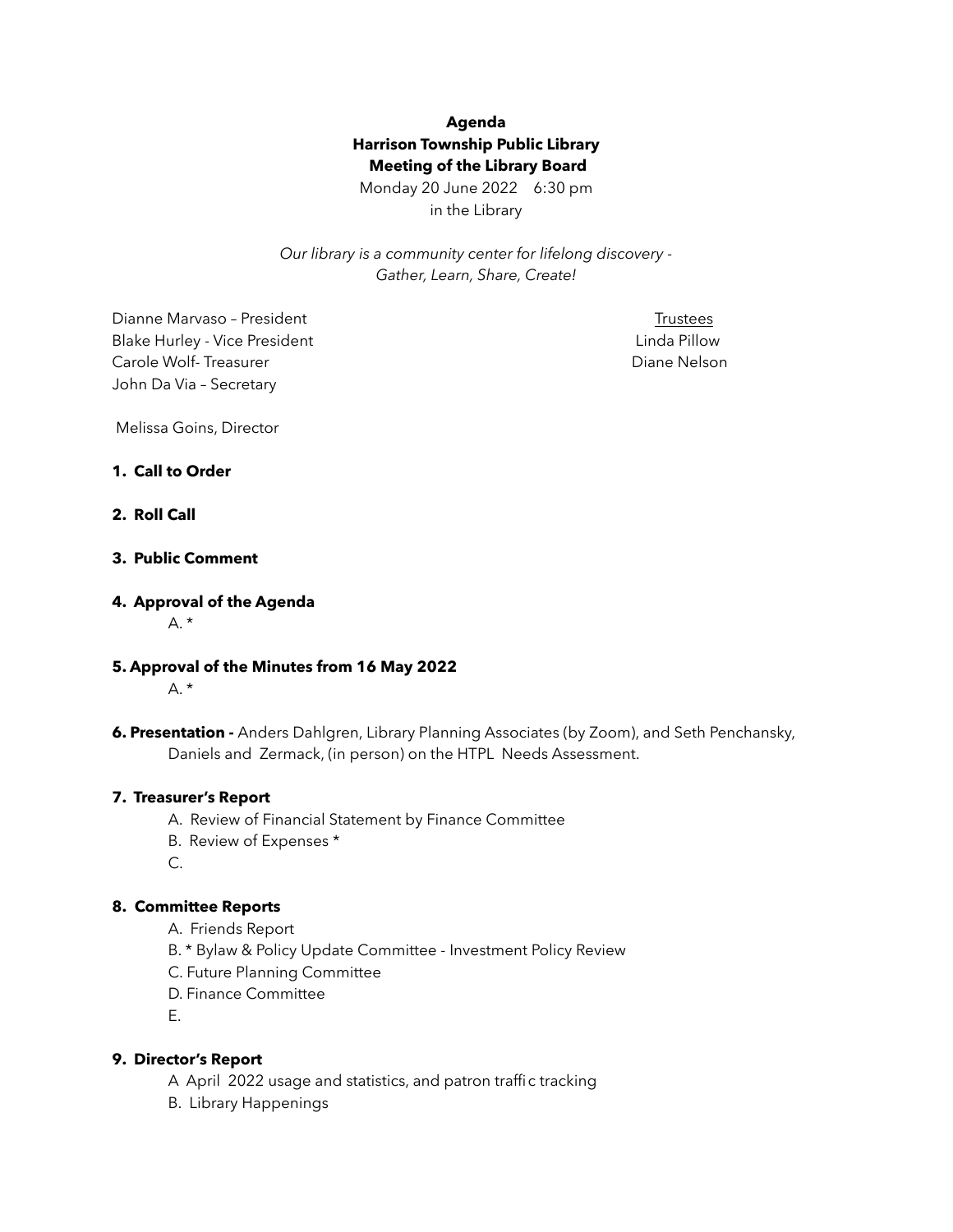**Agenda**
**Harrison Township Public Library**
**Meeting of the Library Board**
Monday 20 June 2022 6:30 pm
in the Library

*Our library is a community center for lifelong discovery - Gather, Learn, Share, Create!*

Dianne Marvaso – President
Blake Hurley - Vice President
Carole Wolf- Treasurer
John Da Via – Secretary

Trustees
Linda Pillow
Diane Nelson

Melissa Goins, Director

**1. Call to Order**

**2. Roll Call**

**3. Public Comment**

**4. Approval of the Agenda**

A. *

**5. Approval of the Minutes from 16 May 2022**

A. *

**6. Presentation -** Anders Dahlgren, Library Planning Associates (by Zoom), and Seth Penchansky, Daniels and Zermack, (in person) on the HTPL Needs Assessment.

**7. Treasurer's Report**

A. Review of Financial Statement by Finance Committee
B. Review of Expenses *
C.

**8. Committee Reports**

A. Friends Report
B. * Bylaw & Policy Update Committee - Investment Policy Review
C. Future Planning Committee
D. Finance Committee
E.

**9. Director's Report**

A April 2022 usage and statistics, and patron traffic tracking
B. Library Happenings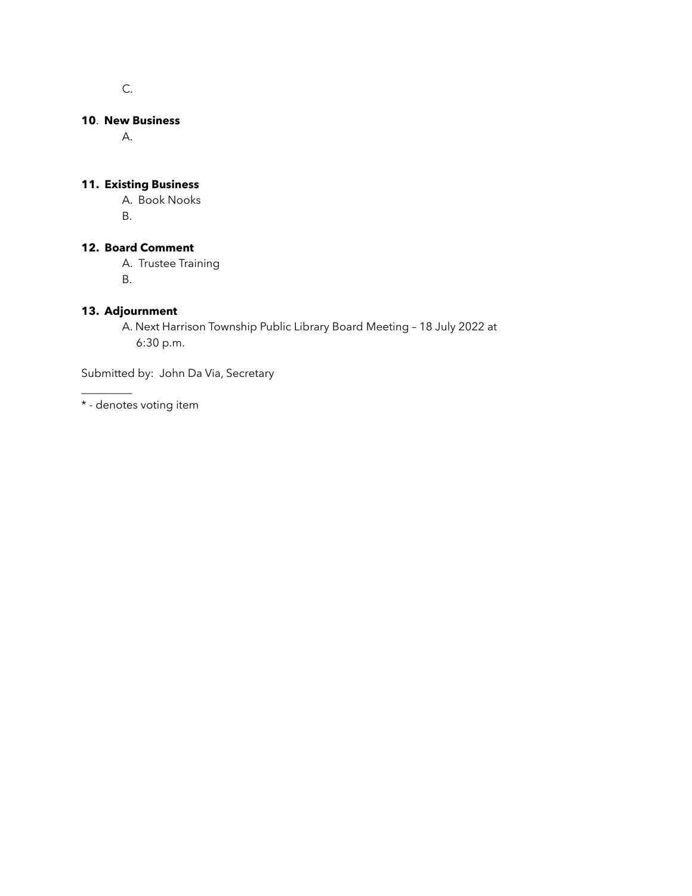C.

**10. New Business**

A.

**11. Existing Business**

A. Book Nooks

B.

**12. Board Comment**

A. Trustee Training

B.

**13. Adjournment**

A. Next Harrison Township Public Library Board Meeting – 18 July 2022 at 6:30 p.m.

Submitted by: John Da Via, Secretary

---

* - denotes voting item